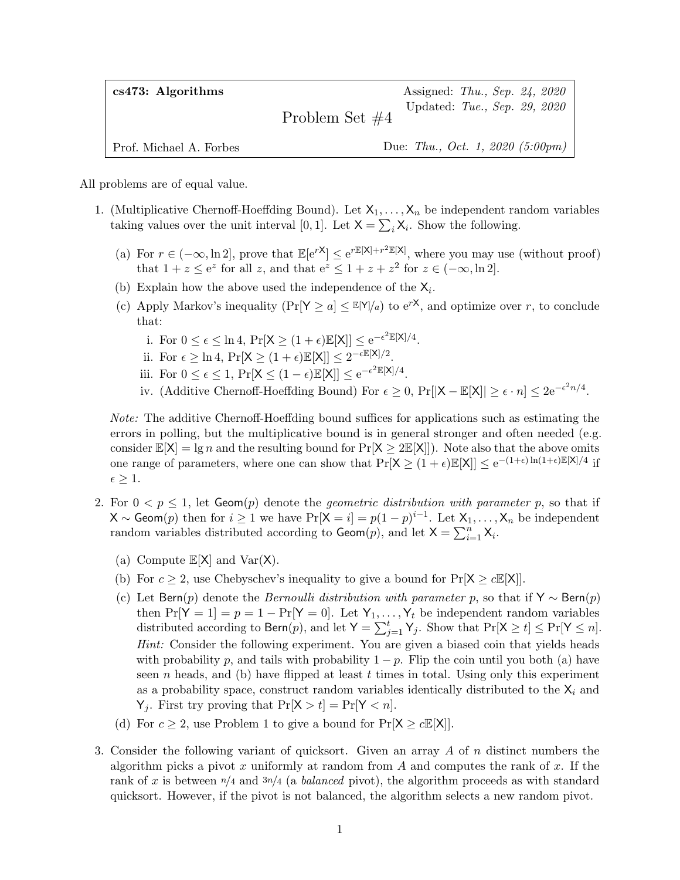| **cs473: Algorithms** | | Assigned: *Thu., Sep. 24, 2020* |
|---|---|---|
| | Problem Set #4 | Updated: *Tue., Sep. 29, 2020* |
| Prof. Michael A. Forbes | | Due: *Thu., Oct. 1, 2020 (5:00pm)* |

All problems are of equal value.

1. (Multiplicative Chernoff-Hoeffding Bound). Let $X_1, \ldots, X_n$ be independent random variables taking values over the unit interval $[0, 1]$. Let $X = \sum_i X_i$. Show the following.

   (a) For $r \in (-\infty, \ln 2]$, prove that $\mathbb{E}[e^{rX}] \le e^{r\mathbb{E}[X] + r^2\mathbb{E}[X]}$, where you may use (without proof) that $1 + z \le e^z$ for all $z$, and that $e^z \le 1 + z + z^2$ for $z \in (-\infty, \ln 2]$.

   (b) Explain how the above used the independence of the $X_i$.

   (c) Apply Markov's inequality ($\Pr[Y \ge a] \le \mathbb{E}[Y]/a$) to $e^{rX}$, and optimize over $r$, to conclude that:

      i. For $0 \le \epsilon \le \ln 4$, $\Pr[X \ge (1+\epsilon)\mathbb{E}[X]] \le e^{-\epsilon^2\mathbb{E}[X]/4}$.

      ii. For $\epsilon \ge \ln 4$, $\Pr[X \ge (1+\epsilon)\mathbb{E}[X]] \le 2^{-\epsilon\mathbb{E}[X]/2}$.

      iii. For $0 \le \epsilon \le 1$, $\Pr[X \le (1-\epsilon)\mathbb{E}[X]] \le e^{-\epsilon^2\mathbb{E}[X]/4}$.

      iv. (Additive Chernoff-Hoeffding Bound) For $\epsilon \ge 0$, $\Pr[|X - \mathbb{E}[X]| \ge \epsilon \cdot n] \le 2e^{-\epsilon^2 n/4}$.

   *Note:* The additive Chernoff-Hoeffding bound suffices for applications such as estimating the errors in polling, but the multiplicative bound is in general stronger and often needed (e.g. consider $\mathbb{E}[X] = \lg n$ and the resulting bound for $\Pr[X \ge 2\mathbb{E}[X]]$). Note also that the above omits one range of parameters, where one can show that $\Pr[X \ge (1+\epsilon)\mathbb{E}[X]] \le e^{-(1+\epsilon)\ln(1+\epsilon)\mathbb{E}[X]/4}$ if $\epsilon \ge 1$.

2. For $0 < p \le 1$, let $\mathsf{Geom}(p)$ denote the *geometric distribution with parameter* $p$, so that if $X \sim \mathsf{Geom}(p)$ then for $i \ge 1$ we have $\Pr[X = i] = p(1-p)^{i-1}$. Let $X_1, \ldots, X_n$ be independent random variables distributed according to $\mathsf{Geom}(p)$, and let $X = \sum_{i=1}^n X_i$.

   (a) Compute $\mathbb{E}[X]$ and $\mathrm{Var}(X)$.

   (b) For $c \ge 2$, use Chebyschev's inequality to give a bound for $\Pr[X \ge c\mathbb{E}[X]]$.

   (c) Let $\mathsf{Bern}(p)$ denote the *Bernoulli distribution with parameter* $p$, so that if $Y \sim \mathsf{Bern}(p)$ then $\Pr[Y = 1] = p = 1 - \Pr[Y = 0]$. Let $Y_1, \ldots, Y_t$ be independent random variables distributed according to $\mathsf{Bern}(p)$, and let $Y = \sum_{j=1}^t Y_j$. Show that $\Pr[X \ge t] \le \Pr[Y \le n]$.
   *Hint:* Consider the following experiment. You are given a biased coin that yields heads with probability $p$, and tails with probability $1-p$. Flip the coin until you both (a) have seen $n$ heads, and (b) have flipped at least $t$ times in total. Using only this experiment as a probability space, construct random variables identically distributed to the $X_i$ and $Y_j$. First try proving that $\Pr[X > t] = \Pr[Y < n]$.

   (d) For $c \ge 2$, use Problem 1 to give a bound for $\Pr[X \ge c\mathbb{E}[X]]$.

3. Consider the following variant of quicksort. Given an array $A$ of $n$ distinct numbers the algorithm picks a pivot $x$ uniformly at random from $A$ and computes the rank of $x$. If the rank of $x$ is between $n/4$ and $3n/4$ (a *balanced* pivot), the algorithm proceeds as with standard quicksort. However, if the pivot is not balanced, the algorithm selects a new random pivot.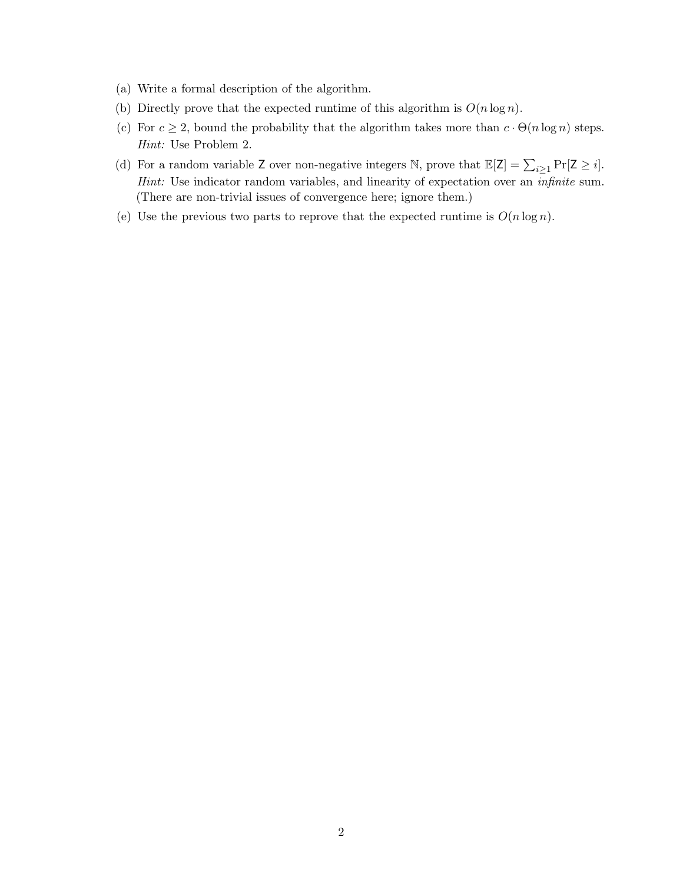(a) Write a formal description of the algorithm.

(b) Directly prove that the expected runtime of this algorithm is $O(n \log n)$.

(c) For $c \geq 2$, bound the probability that the algorithm takes more than $c \cdot \Theta(n \log n)$ steps.
*Hint:* Use Problem 2.

(d) For a random variable $\mathsf{Z}$ over non-negative integers $\mathbb{N}$, prove that $\mathbb{E}[\mathsf{Z}] = \sum_{i \geq 1} \Pr[\mathsf{Z} \geq i]$.
*Hint:* Use indicator random variables, and linearity of expectation over an *infinite* sum. (There are non-trivial issues of convergence here; ignore them.)

(e) Use the previous two parts to reprove that the expected runtime is $O(n \log n)$.